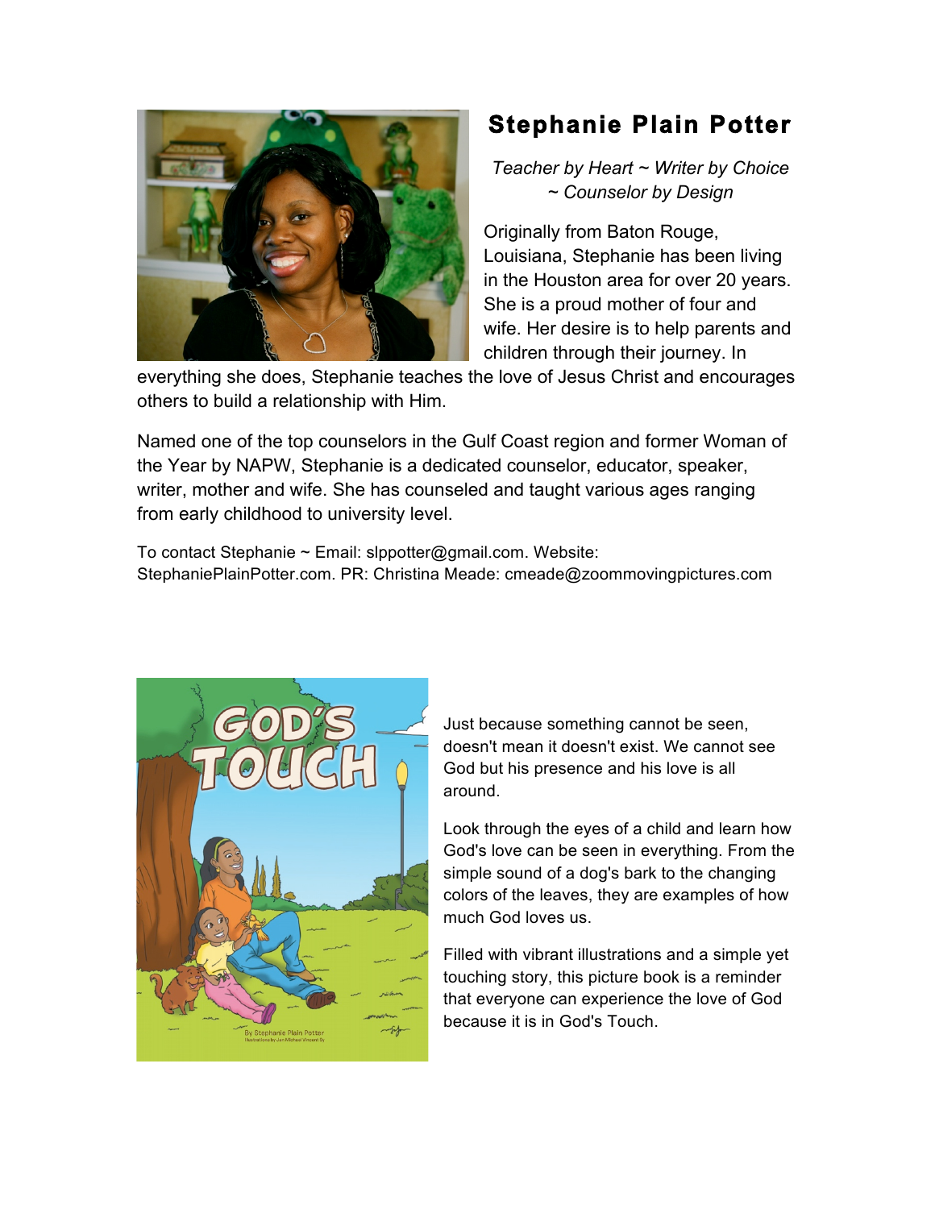# Stephanie Plain Potter

*Teacher by Heart ~ Writer by Choice ~ Counselor by Design*

Originally from Baton Rouge, Louisiana, Stephanie has been living in the Houston area for over 20 years. She is a proud mother of four and wife. Her desire is to help parents and children through their journey. In everything she does, Stephanie teaches the love of Jesus Christ and encourages others to build a relationship with Him.

Named one of the top counselors in the Gulf Coast region and former Woman of the Year by NAPW, Stephanie is a dedicated counselor, educator, speaker, writer, mother and wife. She has counseled and taught various ages ranging from early childhood to university level.

To contact Stephanie ~ Email: slppotter@gmail.com. Website: StephaniePlainPotter.com. PR: Christina Meade: cmeade@zoommovingpictures.com

Just because something cannot be seen, doesn't mean it doesn't exist. We cannot see God but his presence and his love is all around.

Look through the eyes of a child and learn how God's love can be seen in everything. From the simple sound of a dog's bark to the changing colors of the leaves, they are examples of how much God loves us.

Filled with vibrant illustrations and a simple yet touching story, this picture book is a reminder that everyone can experience the love of God because it is in God's Touch.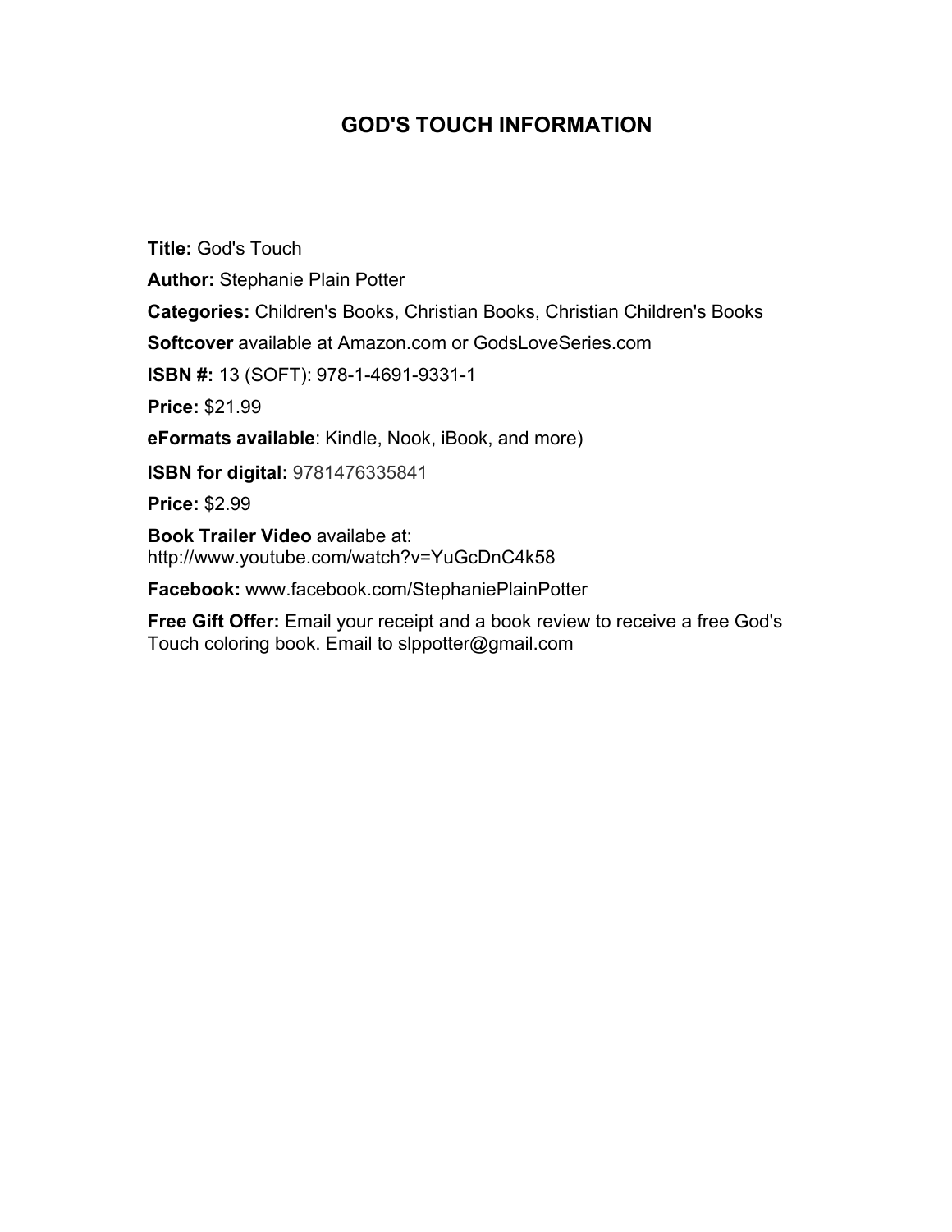# GOD'S TOUCH INFORMATION

**Title:** God's Touch

**Author:** Stephanie Plain Potter

**Categories:** Children's Books, Christian Books, Christian Children's Books

**Softcover** available at Amazon.com or GodsLoveSeries.com

**ISBN #:** 13 (SOFT): 978-1-4691-9331-1

**Price:** $21.99

**eFormats available**: Kindle, Nook, iBook, and more)

**ISBN for digital:** 9781476335841

**Price:** $2.99

**Book Trailer Video** availabe at:
http://www.youtube.com/watch?v=YuGcDnC4k58

**Facebook:** www.facebook.com/StephaniePlainPotter

**Free Gift Offer:** Email your receipt and a book review to receive a free God's Touch coloring book. Email to slppotter@gmail.com